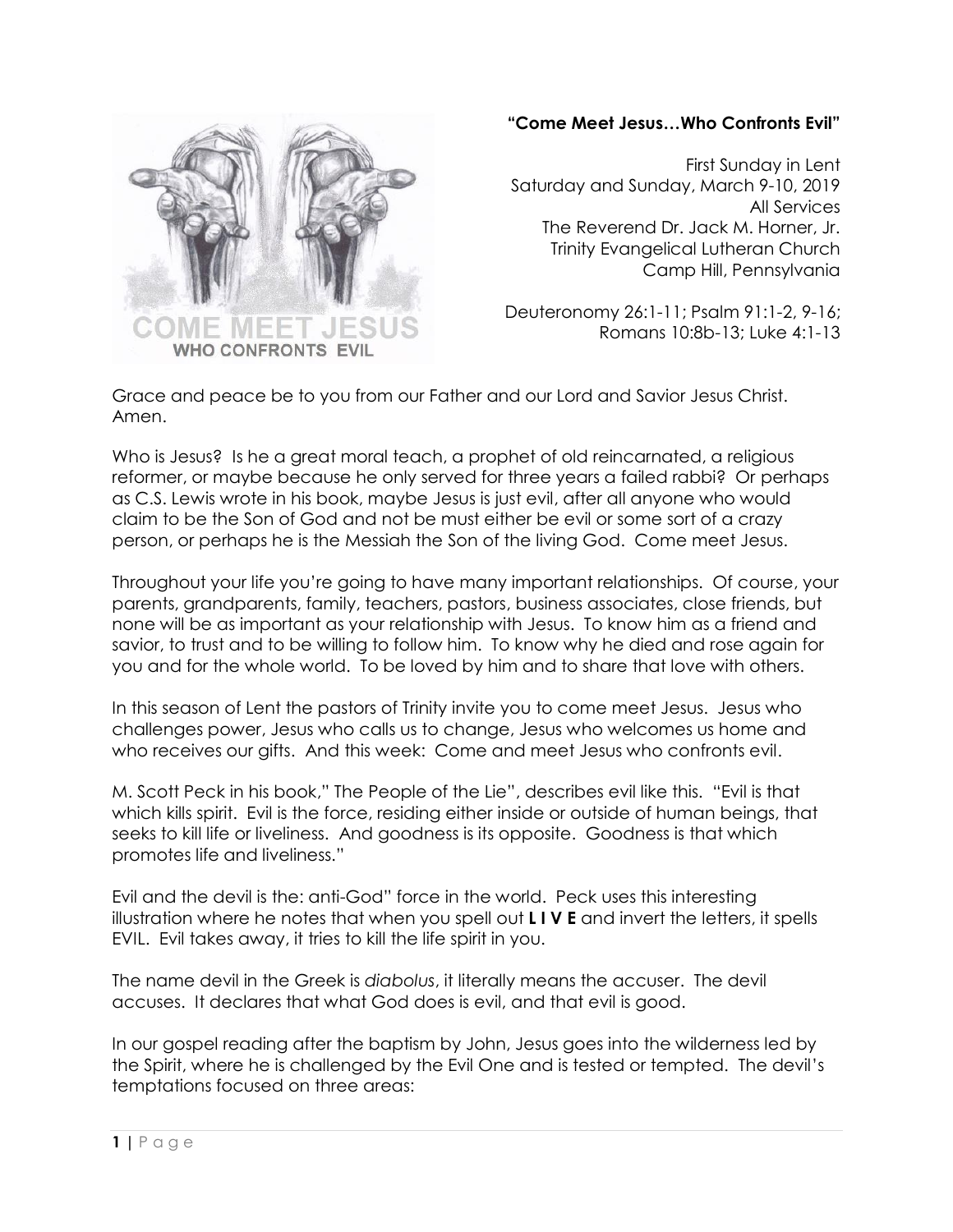**"Come Meet Jesus…Who Confronts Evil"**

First Sunday in Lent
Saturday and Sunday, March 9-10, 2019
All Services
The Reverend Dr. Jack M. Horner, Jr.
Trinity Evangelical Lutheran Church
Camp Hill, Pennsylvania

Deuteronomy 26:1-11; Psalm 91:1-2, 9-16;
Romans 10:8b-13; Luke 4:1-13

Grace and peace be to you from our Father and our Lord and Savior Jesus Christ. Amen.

Who is Jesus? Is he a great moral teach, a prophet of old reincarnated, a religious reformer, or maybe because he only served for three years a failed rabbi? Or perhaps as C.S. Lewis wrote in his book, maybe Jesus is just evil, after all anyone who would claim to be the Son of God and not be must either be evil or some sort of a crazy person, or perhaps he is the Messiah the Son of the living God. Come meet Jesus.

Throughout your life you're going to have many important relationships. Of course, your parents, grandparents, family, teachers, pastors, business associates, close friends, but none will be as important as your relationship with Jesus. To know him as a friend and savior, to trust and to be willing to follow him. To know why he died and rose again for you and for the whole world. To be loved by him and to share that love with others.

In this season of Lent the pastors of Trinity invite you to come meet Jesus. Jesus who challenges power, Jesus who calls us to change, Jesus who welcomes us home and who receives our gifts. And this week: Come and meet Jesus who confronts evil.

M. Scott Peck in his book," The People of the Lie", describes evil like this. "Evil is that which kills spirit. Evil is the force, residing either inside or outside of human beings, that seeks to kill life or liveliness. And goodness is its opposite. Goodness is that which promotes life and liveliness."

Evil and the devil is the: anti-God" force in the world. Peck uses this interesting illustration where he notes that when you spell out **L I V E** and invert the letters, it spells EVIL. Evil takes away, it tries to kill the life spirit in you.

The name devil in the Greek is *diabolus*, it literally means the accuser. The devil accuses. It declares that what God does is evil, and that evil is good.

In our gospel reading after the baptism by John, Jesus goes into the wilderness led by the Spirit, where he is challenged by the Evil One and is tested or tempted. The devil's temptations focused on three areas: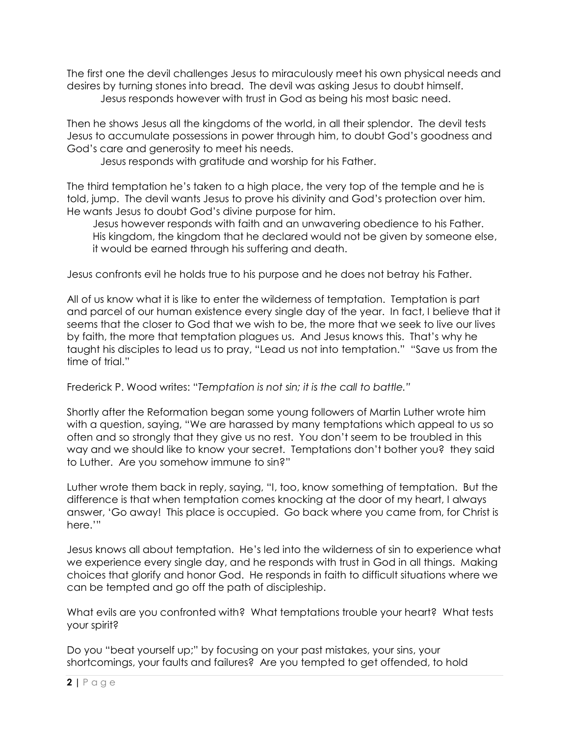The first one the devil challenges Jesus to miraculously meet his own physical needs and desires by turning stones into bread. The devil was asking Jesus to doubt himself.

Jesus responds however with trust in God as being his most basic need.

Then he shows Jesus all the kingdoms of the world, in all their splendor. The devil tests Jesus to accumulate possessions in power through him, to doubt God's goodness and God's care and generosity to meet his needs.

Jesus responds with gratitude and worship for his Father.

The third temptation he's taken to a high place, the very top of the temple and he is told, jump. The devil wants Jesus to prove his divinity and God's protection over him. He wants Jesus to doubt God's divine purpose for him.

Jesus however responds with faith and an unwavering obedience to his Father. His kingdom, the kingdom that he declared would not be given by someone else, it would be earned through his suffering and death.

Jesus confronts evil he holds true to his purpose and he does not betray his Father.

All of us know what it is like to enter the wilderness of temptation. Temptation is part and parcel of our human existence every single day of the year. In fact, I believe that it seems that the closer to God that we wish to be, the more that we seek to live our lives by faith, the more that temptation plagues us. And Jesus knows this. That's why he taught his disciples to lead us to pray, "Lead us not into temptation." "Save us from the time of trial."

Frederick P. Wood writes: "*Temptation is not sin; it is the call to battle.*"

Shortly after the Reformation began some young followers of Martin Luther wrote him with a question, saying, "We are harassed by many temptations which appeal to us so often and so strongly that they give us no rest. You don't seem to be troubled in this way and we should like to know your secret. Temptations don't bother you? they said to Luther. Are you somehow immune to sin?"

Luther wrote them back in reply, saying, "I, too, know something of temptation. But the difference is that when temptation comes knocking at the door of my heart, I always answer, 'Go away! This place is occupied. Go back where you came from, for Christ is here.'"

Jesus knows all about temptation. He's led into the wilderness of sin to experience what we experience every single day, and he responds with trust in God in all things. Making choices that glorify and honor God. He responds in faith to difficult situations where we can be tempted and go off the path of discipleship.

What evils are you confronted with? What temptations trouble your heart? What tests your spirit?

Do you "beat yourself up;" by focusing on your past mistakes, your sins, your shortcomings, your faults and failures? Are you tempted to get offended, to hold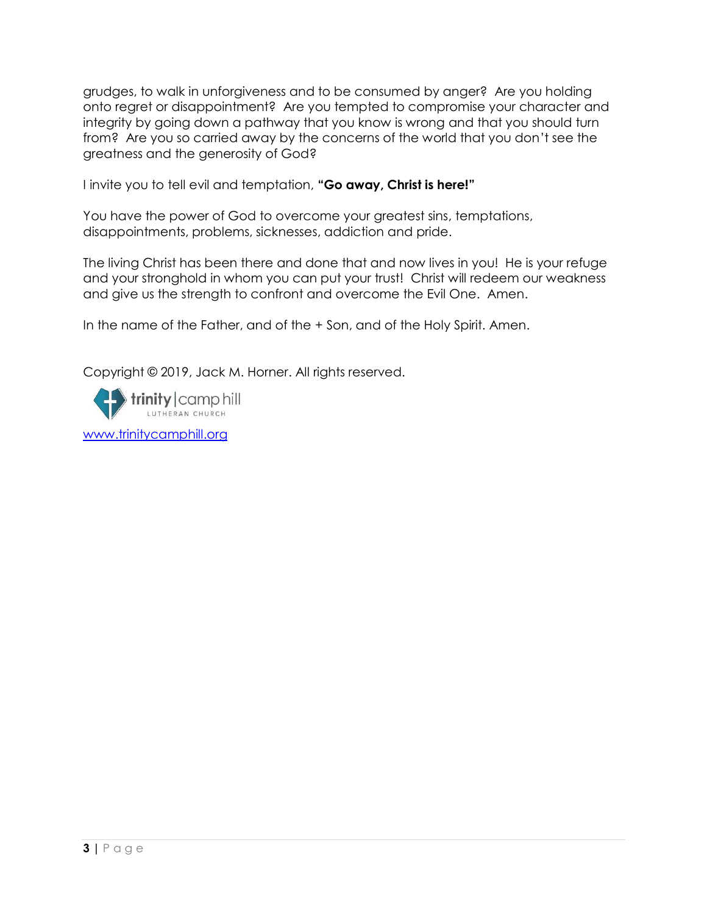grudges, to walk in unforgiveness and to be consumed by anger? Are you holding onto regret or disappointment? Are you tempted to compromise your character and integrity by going down a pathway that you know is wrong and that you should turn from? Are you so carried away by the concerns of the world that you don't see the greatness and the generosity of God?

I invite you to tell evil and temptation, **"Go away, Christ is here!"**

You have the power of God to overcome your greatest sins, temptations, disappointments, problems, sicknesses, addiction and pride.

The living Christ has been there and done that and now lives in you! He is your refuge and your stronghold in whom you can put your trust! Christ will redeem our weakness and give us the strength to confront and overcome the Evil One. Amen.

In the name of the Father, and of the + Son, and of the Holy Spirit. Amen.

Copyright © 2019, Jack M. Horner. All rights reserved.

trinity | camp hill
LUTHERAN CHURCH

www.trinitycamphill.org